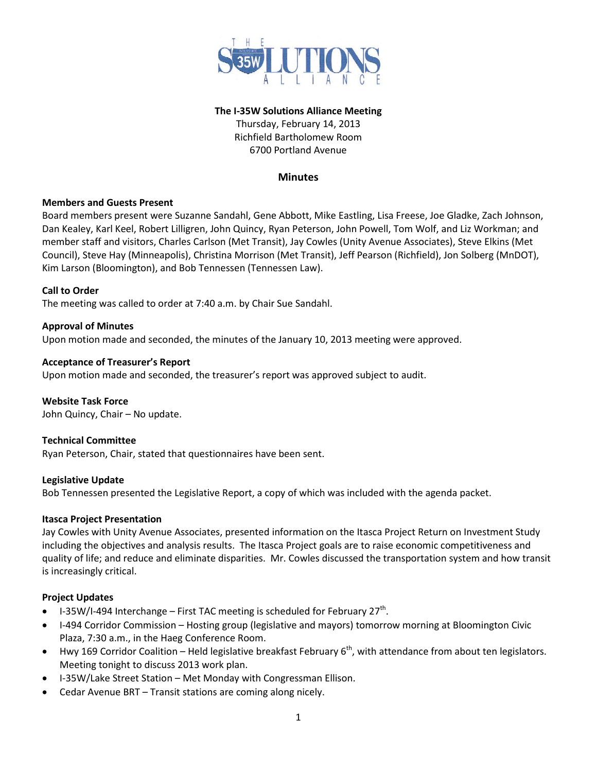**The I-35W Solutions Alliance Meeting**
Thursday, February 14, 2013
Richfield Bartholomew Room
6700 Portland Avenue

## Minutes

**Members and Guests Present**
Board members present were Suzanne Sandahl, Gene Abbott, Mike Eastling, Lisa Freese, Joe Gladke, Zach Johnson, Dan Kealey, Karl Keel, Robert Lilligren, John Quincy, Ryan Peterson, John Powell, Tom Wolf, and Liz Workman; and member staff and visitors, Charles Carlson (Met Transit), Jay Cowles (Unity Avenue Associates), Steve Elkins (Met Council), Steve Hay (Minneapolis), Christina Morrison (Met Transit), Jeff Pearson (Richfield), Jon Solberg (MnDOT), Kim Larson (Bloomington), and Bob Tennessen (Tennessen Law).

**Call to Order**
The meeting was called to order at 7:40 a.m. by Chair Sue Sandahl.

**Approval of Minutes**
Upon motion made and seconded, the minutes of the January 10, 2013 meeting were approved.

**Acceptance of Treasurer's Report**
Upon motion made and seconded, the treasurer's report was approved subject to audit.

**Website Task Force**
John Quincy, Chair – No update.

**Technical Committee**
Ryan Peterson, Chair, stated that questionnaires have been sent.

**Legislative Update**
Bob Tennessen presented the Legislative Report, a copy of which was included with the agenda packet.

**Itasca Project Presentation**
Jay Cowles with Unity Avenue Associates, presented information on the Itasca Project Return on Investment Study including the objectives and analysis results. The Itasca Project goals are to raise economic competitiveness and quality of life; and reduce and eliminate disparities. Mr. Cowles discussed the transportation system and how transit is increasingly critical.

**Project Updates**

- I-35W/I-494 Interchange – First TAC meeting is scheduled for February 27th.
- I-494 Corridor Commission – Hosting group (legislative and mayors) tomorrow morning at Bloomington Civic Plaza, 7:30 a.m., in the Haeg Conference Room.
- Hwy 169 Corridor Coalition – Held legislative breakfast February 6th, with attendance from about ten legislators. Meeting tonight to discuss 2013 work plan.
- I-35W/Lake Street Station – Met Monday with Congressman Ellison.
- Cedar Avenue BRT – Transit stations are coming along nicely.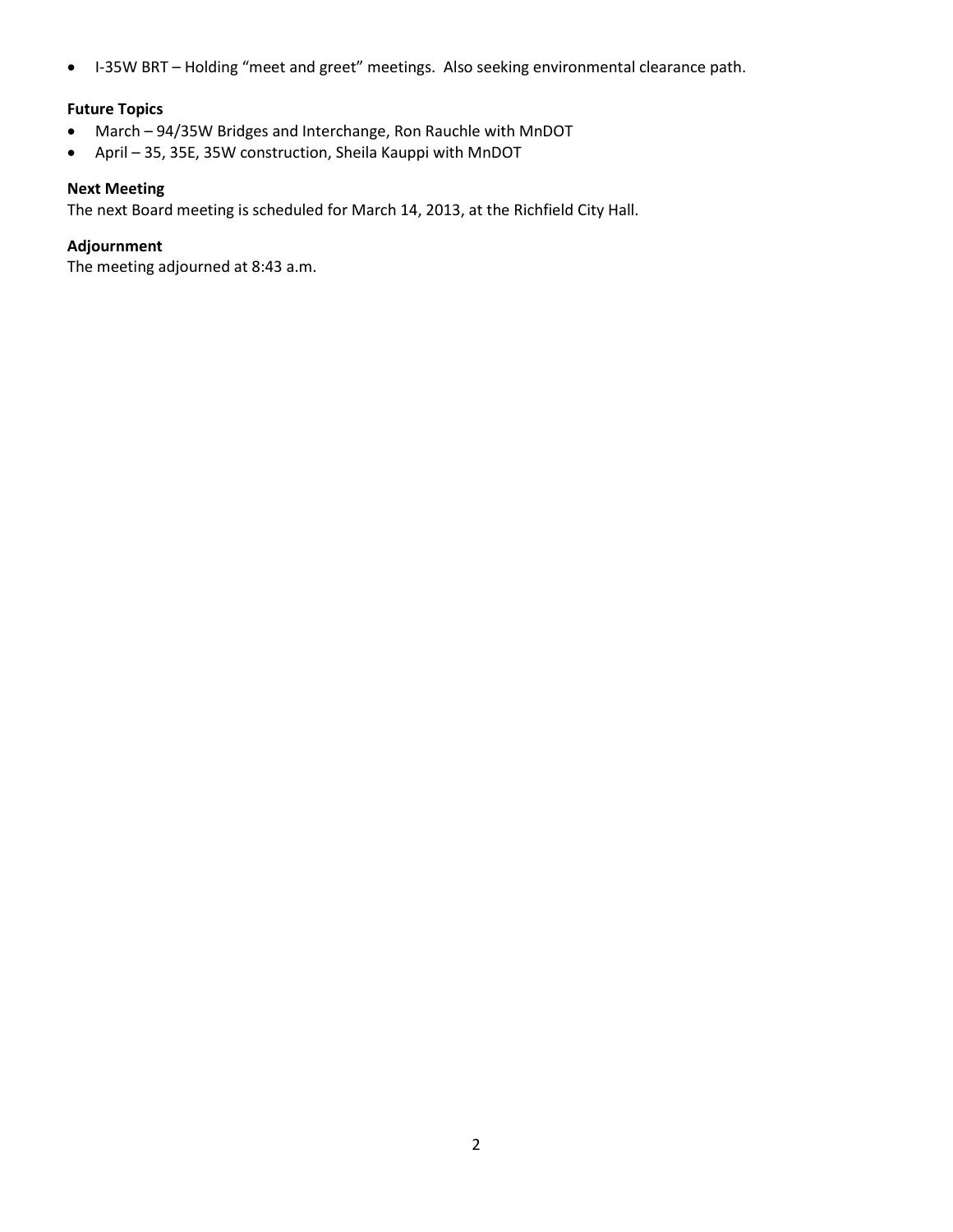- I-35W BRT – Holding "meet and greet" meetings. Also seeking environmental clearance path.

**Future Topics**

- March – 94/35W Bridges and Interchange, Ron Rauchle with MnDOT
- April – 35, 35E, 35W construction, Sheila Kauppi with MnDOT

**Next Meeting**

The next Board meeting is scheduled for March 14, 2013, at the Richfield City Hall.

**Adjournment**

The meeting adjourned at 8:43 a.m.